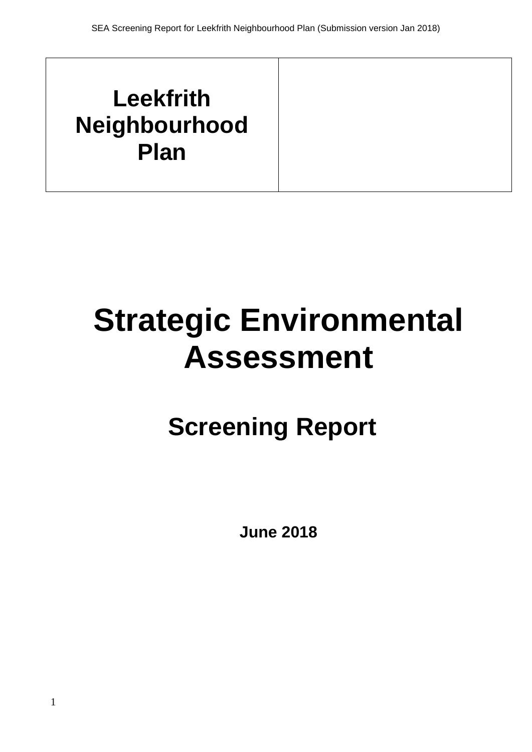| **Leekfrith Neighbourhood Plan** | |
| --- | --- |

# Strategic Environmental Assessment

## Screening Report

**June 2018**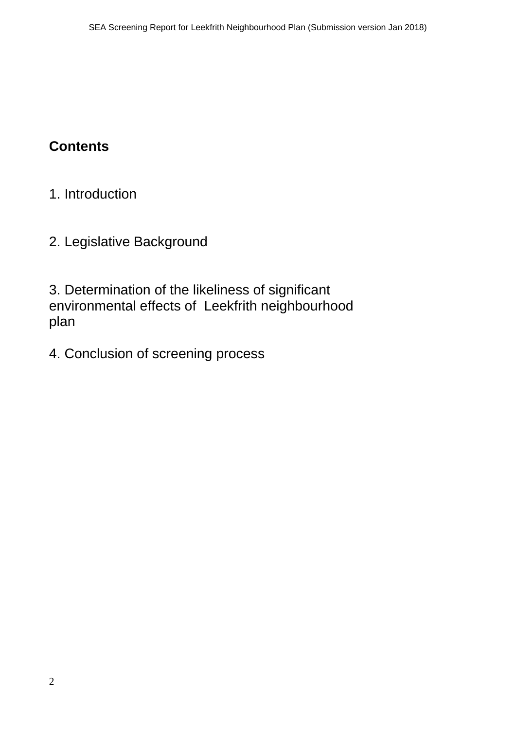**Contents**

1. Introduction

2. Legislative Background

3. Determination of the likeliness of significant environmental effects of Leekfrith neighbourhood plan

4. Conclusion of screening process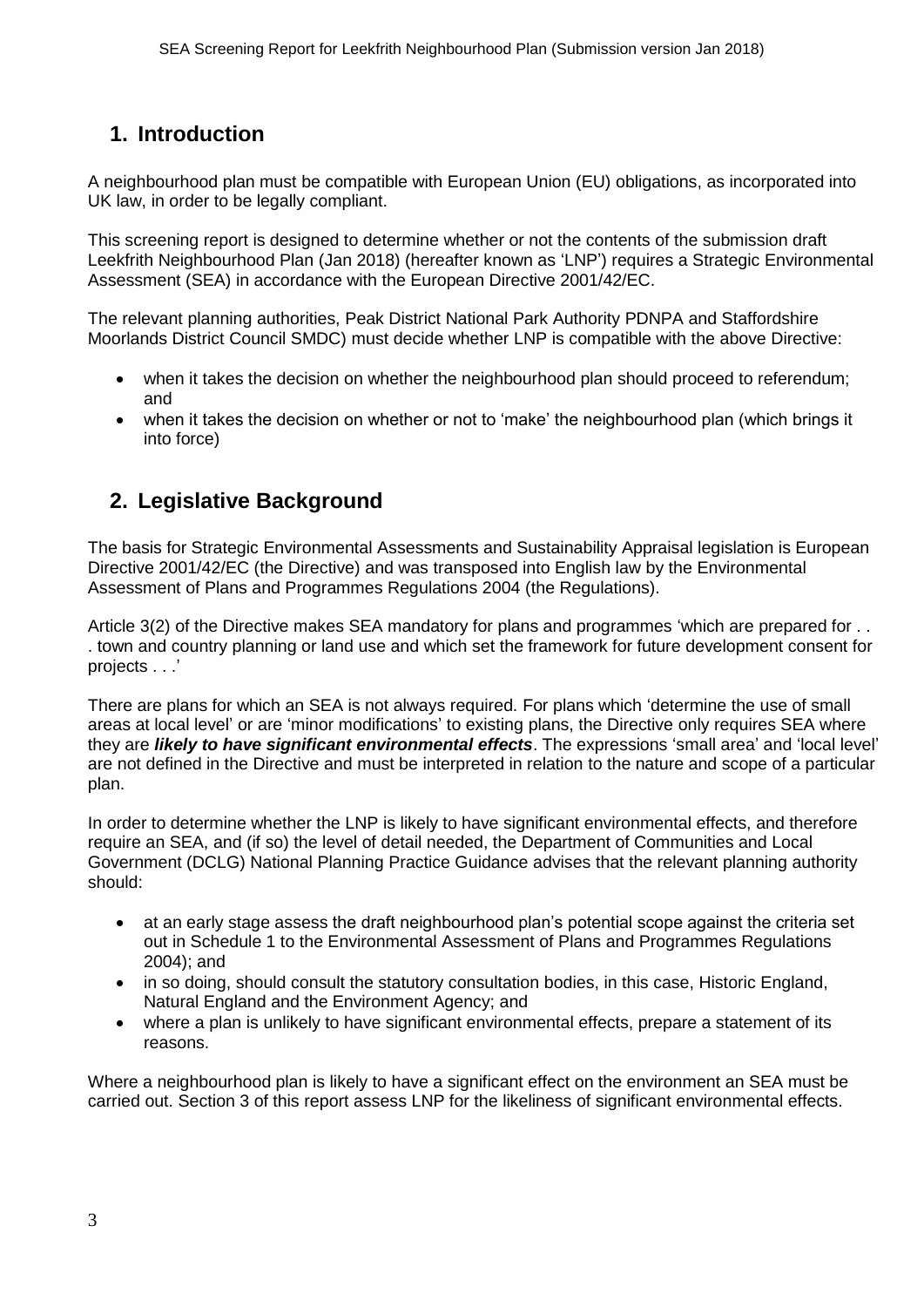## 1. Introduction

A neighbourhood plan must be compatible with European Union (EU) obligations, as incorporated into UK law, in order to be legally compliant.

This screening report is designed to determine whether or not the contents of the submission draft Leekfrith Neighbourhood Plan (Jan 2018) (hereafter known as 'LNP') requires a Strategic Environmental Assessment (SEA) in accordance with the European Directive 2001/42/EC.

The relevant planning authorities, Peak District National Park Authority PDNPA and Staffordshire Moorlands District Council SMDC) must decide whether LNP is compatible with the above Directive:

- when it takes the decision on whether the neighbourhood plan should proceed to referendum; and
- when it takes the decision on whether or not to 'make' the neighbourhood plan (which brings it into force)

## 2. Legislative Background

The basis for Strategic Environmental Assessments and Sustainability Appraisal legislation is European Directive 2001/42/EC (the Directive) and was transposed into English law by the Environmental Assessment of Plans and Programmes Regulations 2004 (the Regulations).

Article 3(2) of the Directive makes SEA mandatory for plans and programmes 'which are prepared for . . . town and country planning or land use and which set the framework for future development consent for projects . . .'

There are plans for which an SEA is not always required. For plans which 'determine the use of small areas at local level' or are 'minor modifications' to existing plans, the Directive only requires SEA where they are ***likely to have significant environmental effects***. The expressions 'small area' and 'local level' are not defined in the Directive and must be interpreted in relation to the nature and scope of a particular plan.

In order to determine whether the LNP is likely to have significant environmental effects, and therefore require an SEA, and (if so) the level of detail needed, the Department of Communities and Local Government (DCLG) National Planning Practice Guidance advises that the relevant planning authority should:

- at an early stage assess the draft neighbourhood plan's potential scope against the criteria set out in Schedule 1 to the Environmental Assessment of Plans and Programmes Regulations 2004); and
- in so doing, should consult the statutory consultation bodies, in this case, Historic England, Natural England and the Environment Agency; and
- where a plan is unlikely to have significant environmental effects, prepare a statement of its reasons.

Where a neighbourhood plan is likely to have a significant effect on the environment an SEA must be carried out. Section 3 of this report assess LNP for the likeliness of significant environmental effects.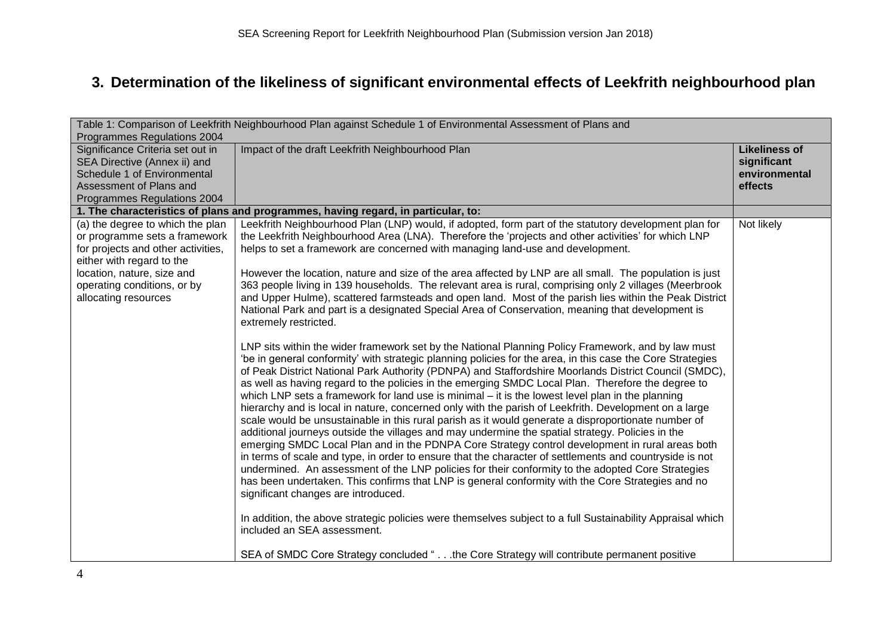# 3. Determination of the likeliness of significant environmental effects of Leekfrith neighbourhood plan

| Table 1: Comparison of Leekfrith Neighbourhood Plan against Schedule 1 of Environmental Assessment of Plans and Programmes Regulations 2004 | | |
|---|---|---|
| Significance Criteria set out in SEA Directive (Annex ii) and Schedule 1 of Environmental Assessment of Plans and Programmes Regulations 2004 | Impact of the draft Leekfrith Neighbourhood Plan | **Likeliness of significant environmental effects** |
| **1. The characteristics of plans and programmes, having regard, in particular, to:** | | |
| (a) the degree to which the plan or programme sets a framework for projects and other activities, either with regard to the location, nature, size and operating conditions, or by allocating resources | Leekfrith Neighbourhood Plan (LNP) would, if adopted, form part of the statutory development plan for the Leekfrith Neighbourhood Area (LNA). Therefore the 'projects and other activities' for which LNP helps to set a framework are concerned with managing land-use and development.<br><br>However the location, nature and size of the area affected by LNP are all small. The population is just 363 people living in 139 households. The relevant area is rural, comprising only 2 villages (Meerbrook and Upper Hulme), scattered farmsteads and open land. Most of the parish lies within the Peak District National Park and part is a designated Special Area of Conservation, meaning that development is extremely restricted.<br><br>LNP sits within the wider framework set by the National Planning Policy Framework, and by law must 'be in general conformity' with strategic planning policies for the area, in this case the Core Strategies of Peak District National Park Authority (PDNPA) and Staffordshire Moorlands District Council (SMDC), as well as having regard to the policies in the emerging SMDC Local Plan. Therefore the degree to which LNP sets a framework for land use is minimal – it is the lowest level plan in the planning hierarchy and is local in nature, concerned only with the parish of Leekfrith. Development on a large scale would be unsustainable in this rural parish as it would generate a disproportionate number of additional journeys outside the villages and may undermine the spatial strategy. Policies in the emerging SMDC Local Plan and in the PDNPA Core Strategy control development in rural areas both in terms of scale and type, in order to ensure that the character of settlements and countryside is not undermined. An assessment of the LNP policies for their conformity to the adopted Core Strategies has been undertaken. This confirms that LNP is general conformity with the Core Strategies and no significant changes are introduced.<br><br>In addition, the above strategic policies were themselves subject to a full Sustainability Appraisal which included an SEA assessment.<br><br>SEA of SMDC Core Strategy concluded " . . .the Core Strategy will contribute permanent positive | Not likely |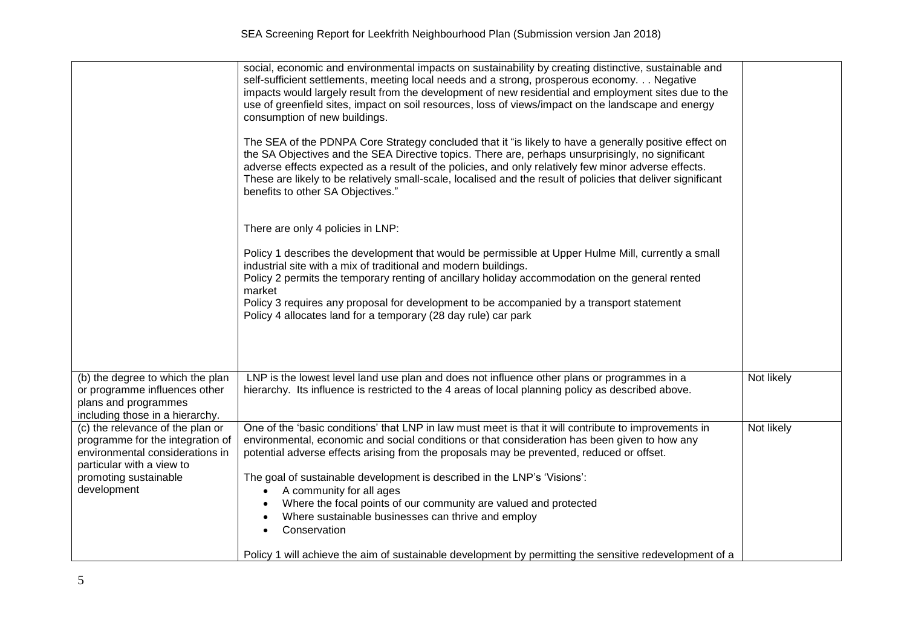| | | |
|---|---|---|
| | social, economic and environmental impacts on sustainability by creating distinctive, sustainable and self-sufficient settlements, meeting local needs and a strong, prosperous economy. . . Negative impacts would largely result from the development of new residential and employment sites due to the use of greenfield sites, impact on soil resources, loss of views/impact on the landscape and energy consumption of new buildings.<br><br>The SEA of the PDNPA Core Strategy concluded that it "is likely to have a generally positive effect on the SA Objectives and the SEA Directive topics. There are, perhaps unsurprisingly, no significant adverse effects expected as a result of the policies, and only relatively few minor adverse effects. These are likely to be relatively small-scale, localised and the result of policies that deliver significant benefits to other SA Objectives."<br><br>There are only 4 policies in LNP:<br><br>Policy 1 describes the development that would be permissible at Upper Hulme Mill, currently a small industrial site with a mix of traditional and modern buildings.<br>Policy 2 permits the temporary renting of ancillary holiday accommodation on the general rented market<br>Policy 3 requires any proposal for development to be accompanied by a transport statement<br>Policy 4 allocates land for a temporary (28 day rule) car park | |
| (b) the degree to which the plan or programme influences other plans and programmes including those in a hierarchy. | LNP is the lowest level land use plan and does not influence other plans or programmes in a hierarchy. Its influence is restricted to the 4 areas of local planning policy as described above. | Not likely |
| (c) the relevance of the plan or programme for the integration of environmental considerations in particular with a view to promoting sustainable development | One of the 'basic conditions' that LNP in law must meet is that it will contribute to improvements in environmental, economic and social conditions or that consideration has been given to how any potential adverse effects arising from the proposals may be prevented, reduced or offset.<br><br>The goal of sustainable development is described in the LNP's 'Visions':<br>• A community for all ages<br>• Where the focal points of our community are valued and protected<br>• Where sustainable businesses can thrive and employ<br>• Conservation<br><br>Policy 1 will achieve the aim of sustainable development by permitting the sensitive redevelopment of a | Not likely |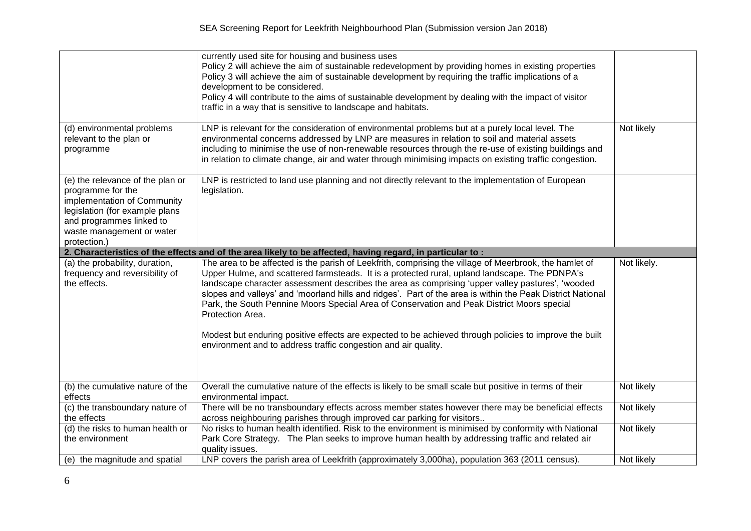| | | |
|---|---|---|
| | currently used site for housing and business uses<br>Policy 2 will achieve the aim of sustainable redevelopment by providing homes in existing properties<br>Policy 3 will achieve the aim of sustainable development by requiring the traffic implications of a development to be considered.<br>Policy 4 will contribute to the aims of sustainable development by dealing with the impact of visitor traffic in a way that is sensitive to landscape and habitats. | |
| (d) environmental problems relevant to the plan or programme | LNP is relevant for the consideration of environmental problems but at a purely local level. The environmental concerns addressed by LNP are measures in relation to soil and material assets including to minimise the use of non-renewable resources through the re-use of existing buildings and in relation to climate change, air and water through minimising impacts on existing traffic congestion. | Not likely |
| (e) the relevance of the plan or programme for the implementation of Community legislation (for example plans and programmes linked to waste management or water protection.) | LNP is restricted to land use planning and not directly relevant to the implementation of European legislation. | |
| **2. Characteristics of the effects and of the area likely to be affected, having regard, in particular to :** | | |
| (a) the probability, duration, frequency and reversibility of the effects. | The area to be affected is the parish of Leekfrith, comprising the village of Meerbrook, the hamlet of Upper Hulme, and scattered farmsteads. It is a protected rural, upland landscape. The PDNPA's landscape character assessment describes the area as comprising 'upper valley pastures', 'wooded slopes and valleys' and 'moorland hills and ridges'. Part of the area is within the Peak District National Park, the South Pennine Moors Special Area of Conservation and Peak District Moors special Protection Area.<br><br>Modest but enduring positive effects are expected to be achieved through policies to improve the built environment and to address traffic congestion and air quality. | Not likely. |
| (b) the cumulative nature of the effects | Overall the cumulative nature of the effects is likely to be small scale but positive in terms of their environmental impact. | Not likely |
| (c) the transboundary nature of the effects | There will be no transboundary effects across member states however there may be beneficial effects across neighbouring parishes through improved car parking for visitors.. | Not likely |
| (d) the risks to human health or the environment | No risks to human health identified. Risk to the environment is minimised by conformity with National Park Core Strategy. The Plan seeks to improve human health by addressing traffic and related air quality issues. | Not likely |
| (e) the magnitude and spatial | LNP covers the parish area of Leekfrith (approximately 3,000ha), population 363 (2011 census). | Not likely |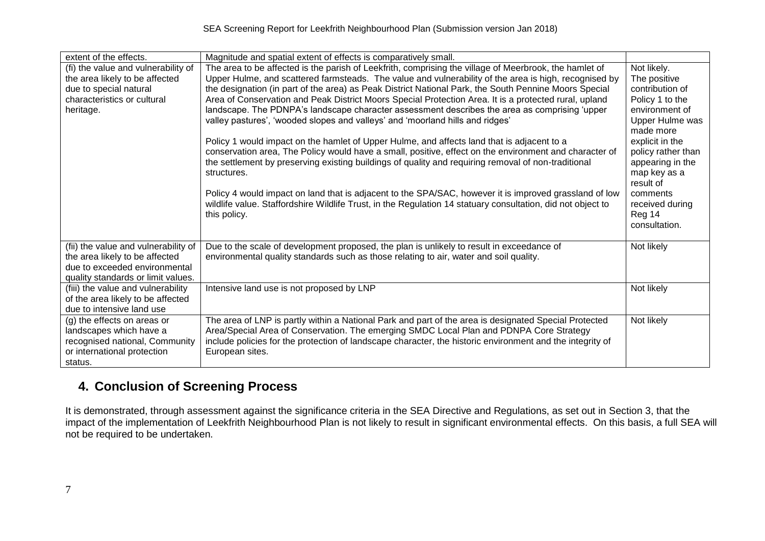| | | |
|---|---|---|
| extent of the effects. | Magnitude and spatial extent of effects is comparatively small. | |
| (fi) the value and vulnerability of the area likely to be affected due to special natural characteristics or cultural heritage. | The area to be affected is the parish of Leekfrith, comprising the village of Meerbrook, the hamlet of Upper Hulme, and scattered farmsteads. The value and vulnerability of the area is high, recognised by the designation (in part of the area) as Peak District National Park, the South Pennine Moors Special Area of Conservation and Peak District Moors Special Protection Area. It is a protected rural, upland landscape. The PDNPA's landscape character assessment describes the area as comprising 'upper valley pastures', 'wooded slopes and valleys' and 'moorland hills and ridges'<br><br>Policy 1 would impact on the hamlet of Upper Hulme, and affects land that is adjacent to a conservation area, The Policy would have a small, positive, effect on the environment and character of the settlement by preserving existing buildings of quality and requiring removal of non-traditional structures.<br><br>Policy 4 would impact on land that is adjacent to the SPA/SAC, however it is improved grassland of low wildlife value. Staffordshire Wildlife Trust, in the Regulation 14 statuary consultation, did not object to this policy. | Not likely. The positive contribution of Policy 1 to the environment of Upper Hulme was made more explicit in the policy rather than appearing in the map key as a result of comments received during Reg 14 consultation. |
| (fii) the value and vulnerability of the area likely to be affected due to exceeded environmental quality standards or limit values. | Due to the scale of development proposed, the plan is unlikely to result in exceedance of environmental quality standards such as those relating to air, water and soil quality. | Not likely |
| (fiii) the value and vulnerability of the area likely to be affected due to intensive land use | Intensive land use is not proposed by LNP | Not likely |
| (g) the effects on areas or landscapes which have a recognised national, Community or international protection status. | The area of LNP is partly within a National Park and part of the area is designated Special Protected Area/Special Area of Conservation. The emerging SMDC Local Plan and PDNPA Core Strategy include policies for the protection of landscape character, the historic environment and the integrity of European sites. | Not likely |

## 4. Conclusion of Screening Process

It is demonstrated, through assessment against the significance criteria in the SEA Directive and Regulations, as set out in Section 3, that the impact of the implementation of Leekfrith Neighbourhood Plan is not likely to result in significant environmental effects. On this basis, a full SEA will not be required to be undertaken.